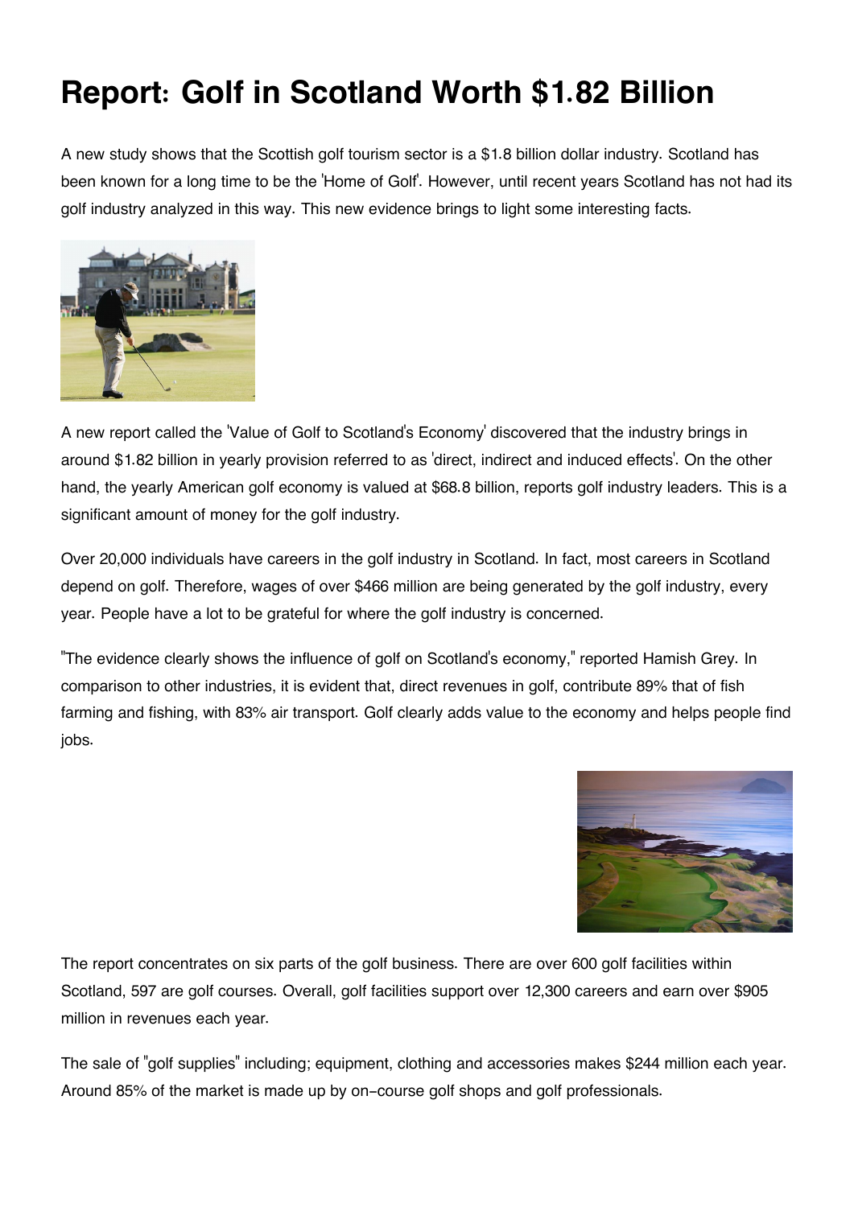# Report: Golf in Scotland Worth $1.82 Billion

A new study shows that the Scottish golf tourism sector is a $1.8 billion dollar industry. Scotland has been known for a long time to be the 'Home of Golf'. However, until recent years Scotland has not had its golf industry analyzed in this way. This new evidence brings to light some interesting facts.

A new report called the 'Value of Golf to Scotland's Economy' discovered that the industry brings in around $1.82 billion in yearly provision referred to as 'direct, indirect and induced effects'. On the other hand, the yearly American golf economy is valued at $68.8 billion, reports golf industry leaders. This is a significant amount of money for the golf industry.

Over 20,000 individuals have careers in the golf industry in Scotland. In fact, most careers in Scotland depend on golf. Therefore, wages of over $466 million are being generated by the golf industry, every year. People have a lot to be grateful for where the golf industry is concerned.

"The evidence clearly shows the influence of golf on Scotland's economy," reported Hamish Grey. In comparison to other industries, it is evident that, direct revenues in golf, contribute 89% that of fish farming and fishing, with 83% air transport. Golf clearly adds value to the economy and helps people find jobs.

The report concentrates on six parts of the golf business. There are over 600 golf facilities within Scotland, 597 are golf courses. Overall, golf facilities support over 12,300 careers and earn over $905 million in revenues each year.

The sale of "golf supplies" including; equipment, clothing and accessories makes $244 million each year. Around 85% of the market is made up by on-course golf shops and golf professionals.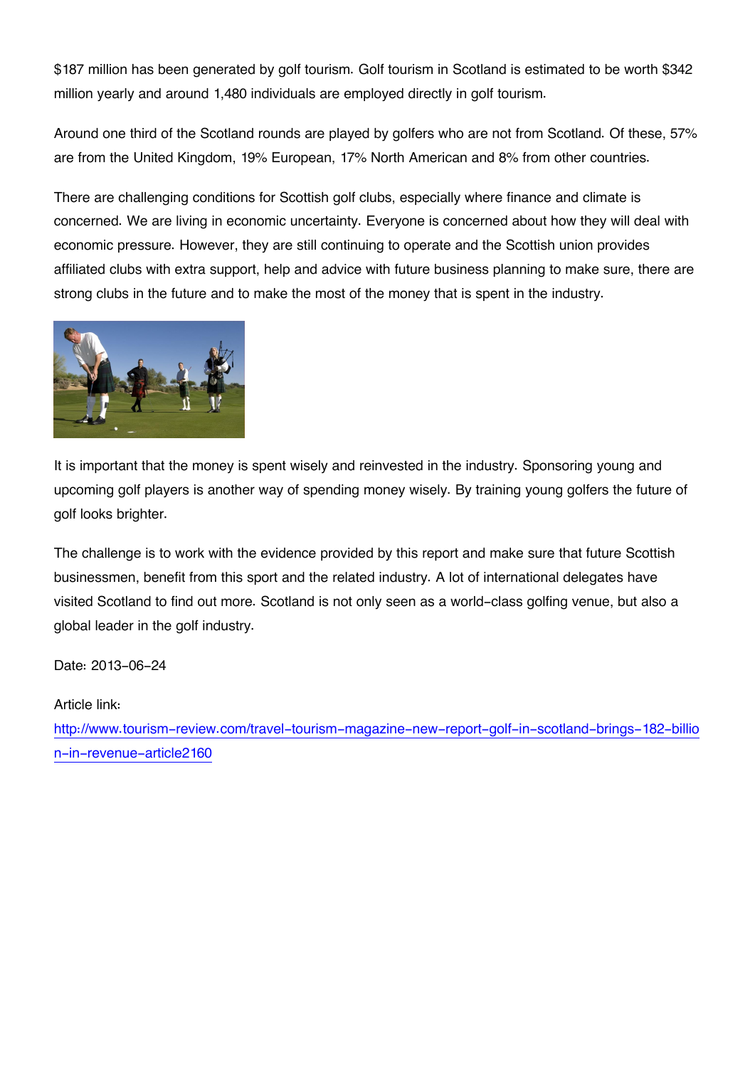$187 million has been generated by golf tourism. Golf tourism in Scotland is estimated to be worth $342 million yearly and around 1,480 individuals are employed directly in golf tourism.

Around one third of the Scotland rounds are played by golfers who are not from Scotland. Of these, 57% are from the United Kingdom, 19% European, 17% North American and 8% from other countries.

There are challenging conditions for Scottish golf clubs, especially where finance and climate is concerned. We are living in economic uncertainty. Everyone is concerned about how they will deal with economic pressure. However, they are still continuing to operate and the Scottish union provides affiliated clubs with extra support, help and advice with future business planning to make sure, there are strong clubs in the future and to make the most of the money that is spent in the industry.

It is important that the money is spent wisely and reinvested in the industry. Sponsoring young and upcoming golf players is another way of spending money wisely. By training young golfers the future of golf looks brighter.

The challenge is to work with the evidence provided by this report and make sure that future Scottish businessmen, benefit from this sport and the related industry. A lot of international delegates have visited Scotland to find out more. Scotland is not only seen as a world-class golfing venue, but also a global leader in the golf industry.

Date: 2013-06-24

Article link:
[http://www.tourism-review.com/travel-tourism-magazine-new-report-golf-in-scotland-brings-182-billion-in-revenue-article2160](http://www.tourism-review.com/travel-tourism-magazine-new-report-golf-in-scotland-brings-182-billion-in-revenue-article2160)